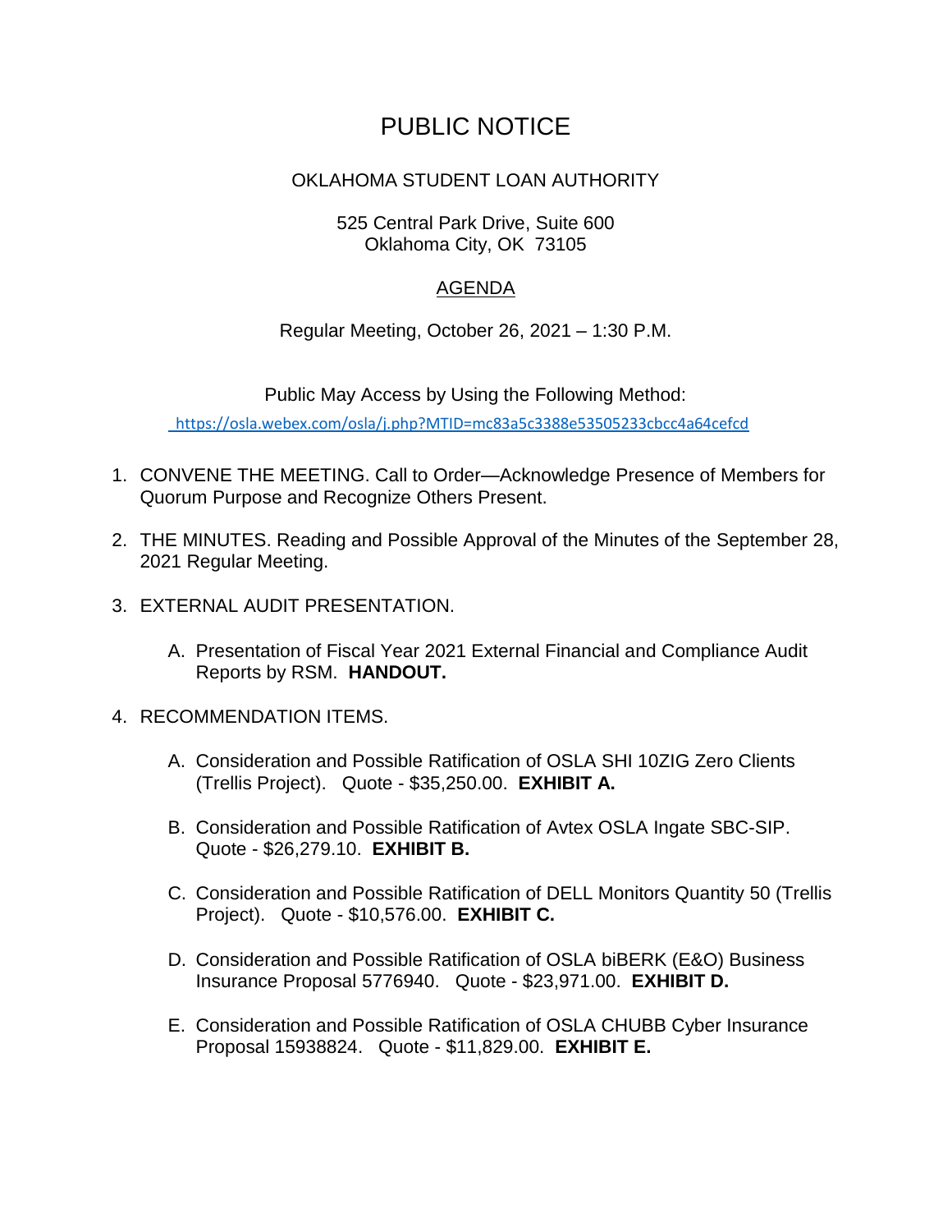# PUBLIC NOTICE

## OKLAHOMA STUDENT LOAN AUTHORITY

525 Central Park Drive, Suite 600
Oklahoma City, OK 73105

## AGENDA

Regular Meeting, October 26, 2021 – 1:30 P.M.

Public May Access by Using the Following Method:

https://osla.webex.com/osla/j.php?MTID=mc83a5c3388e53505233cbcc4a64cefcd

1. CONVENE THE MEETING. Call to Order—Acknowledge Presence of Members for Quorum Purpose and Recognize Others Present.

2. THE MINUTES. Reading and Possible Approval of the Minutes of the September 28, 2021 Regular Meeting.

3. EXTERNAL AUDIT PRESENTATION.

   A. Presentation of Fiscal Year 2021 External Financial and Compliance Audit Reports by RSM. **HANDOUT.**

4. RECOMMENDATION ITEMS.

   A. Consideration and Possible Ratification of OSLA SHI 10ZIG Zero Clients (Trellis Project). Quote - $35,250.00. **EXHIBIT A.**

   B. Consideration and Possible Ratification of Avtex OSLA Ingate SBC-SIP. Quote - $26,279.10. **EXHIBIT B.**

   C. Consideration and Possible Ratification of DELL Monitors Quantity 50 (Trellis Project). Quote - $10,576.00. **EXHIBIT C.**

   D. Consideration and Possible Ratification of OSLA biBERK (E&O) Business Insurance Proposal 5776940. Quote - $23,971.00. **EXHIBIT D.**

   E. Consideration and Possible Ratification of OSLA CHUBB Cyber Insurance Proposal 15938824. Quote - $11,829.00. **EXHIBIT E.**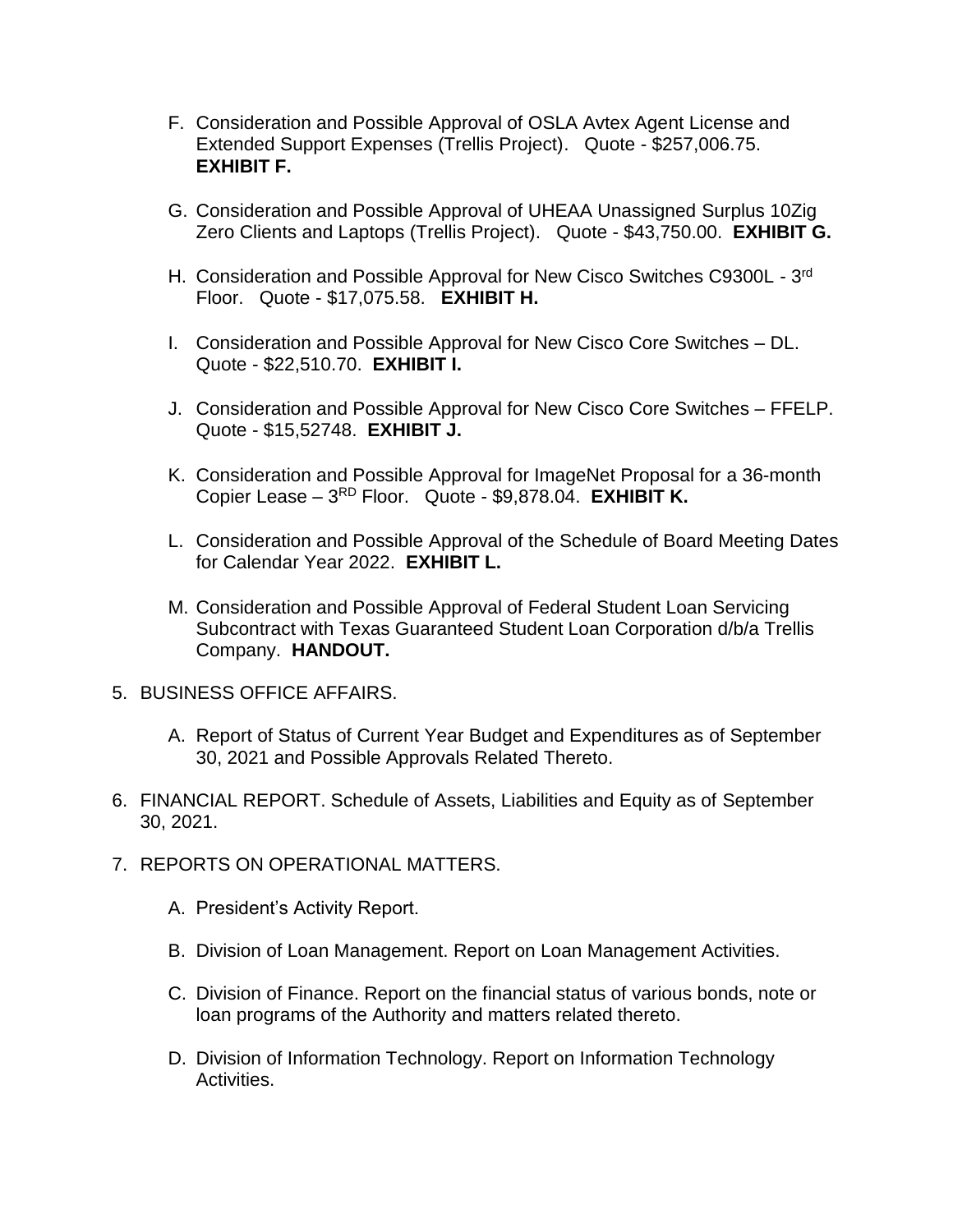F. Consideration and Possible Approval of OSLA Avtex Agent License and Extended Support Expenses (Trellis Project). Quote - $257,006.75. **EXHIBIT F.**

G. Consideration and Possible Approval of UHEAA Unassigned Surplus 10Zig Zero Clients and Laptops (Trellis Project). Quote - $43,750.00. **EXHIBIT G.**

H. Consideration and Possible Approval for New Cisco Switches C9300L - 3rd Floor. Quote - $17,075.58. **EXHIBIT H.**

I. Consideration and Possible Approval for New Cisco Core Switches – DL. Quote - $22,510.70. **EXHIBIT I.**

J. Consideration and Possible Approval for New Cisco Core Switches – FFELP. Quote - $15,52748. **EXHIBIT J.**

K. Consideration and Possible Approval for ImageNet Proposal for a 36-month Copier Lease – 3RD Floor. Quote - $9,878.04. **EXHIBIT K.**

L. Consideration and Possible Approval of the Schedule of Board Meeting Dates for Calendar Year 2022. **EXHIBIT L.**

M. Consideration and Possible Approval of Federal Student Loan Servicing Subcontract with Texas Guaranteed Student Loan Corporation d/b/a Trellis Company. **HANDOUT.**

5. BUSINESS OFFICE AFFAIRS.

   A. Report of Status of Current Year Budget and Expenditures as of September 30, 2021 and Possible Approvals Related Thereto.

6. FINANCIAL REPORT. Schedule of Assets, Liabilities and Equity as of September 30, 2021.

7. REPORTS ON OPERATIONAL MATTERS.

   A. President's Activity Report.

   B. Division of Loan Management. Report on Loan Management Activities.

   C. Division of Finance. Report on the financial status of various bonds, note or loan programs of the Authority and matters related thereto.

   D. Division of Information Technology. Report on Information Technology Activities.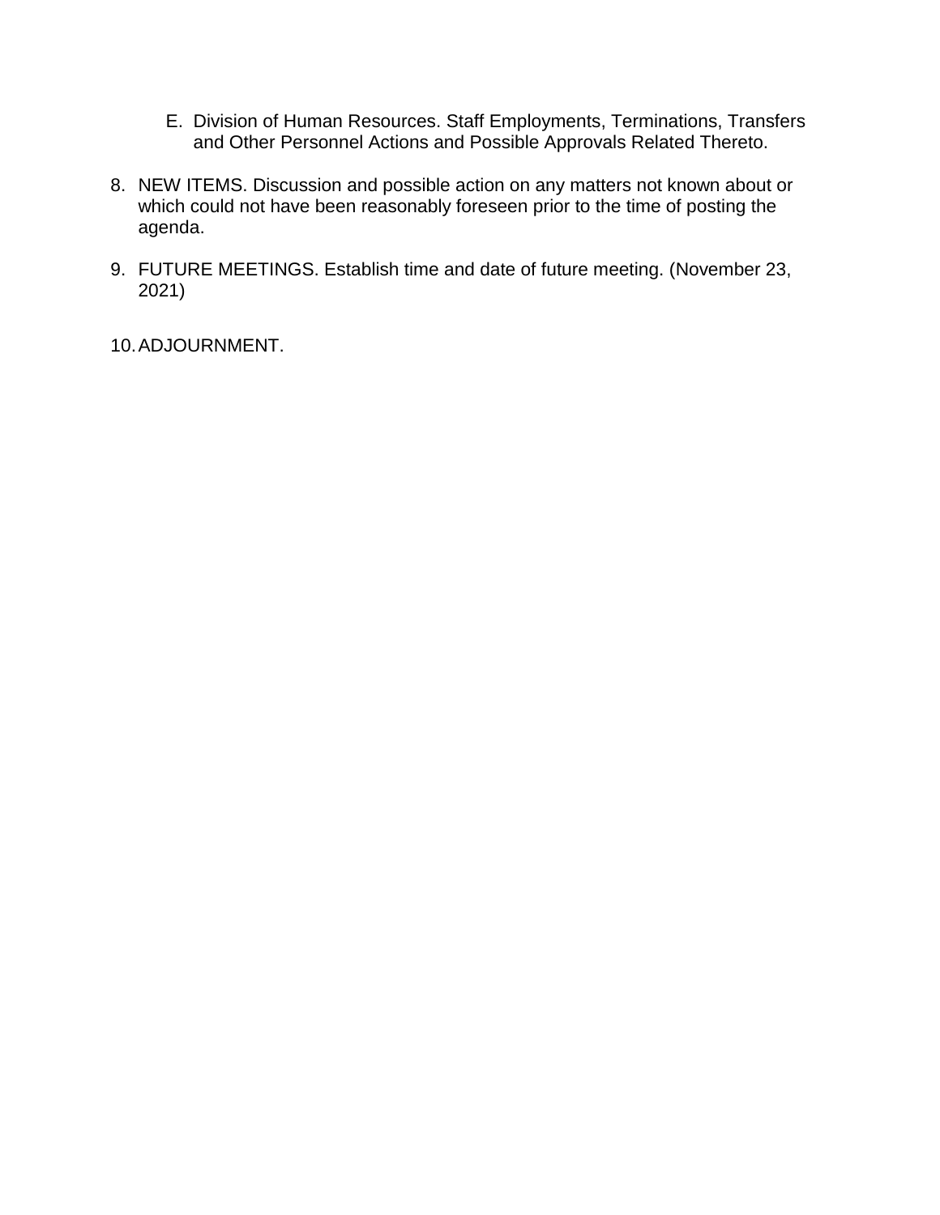E. Division of Human Resources. Staff Employments, Terminations, Transfers and Other Personnel Actions and Possible Approvals Related Thereto.

8. NEW ITEMS. Discussion and possible action on any matters not known about or which could not have been reasonably foreseen prior to the time of posting the agenda.

9. FUTURE MEETINGS. Establish time and date of future meeting. (November 23, 2021)

10. ADJOURNMENT.